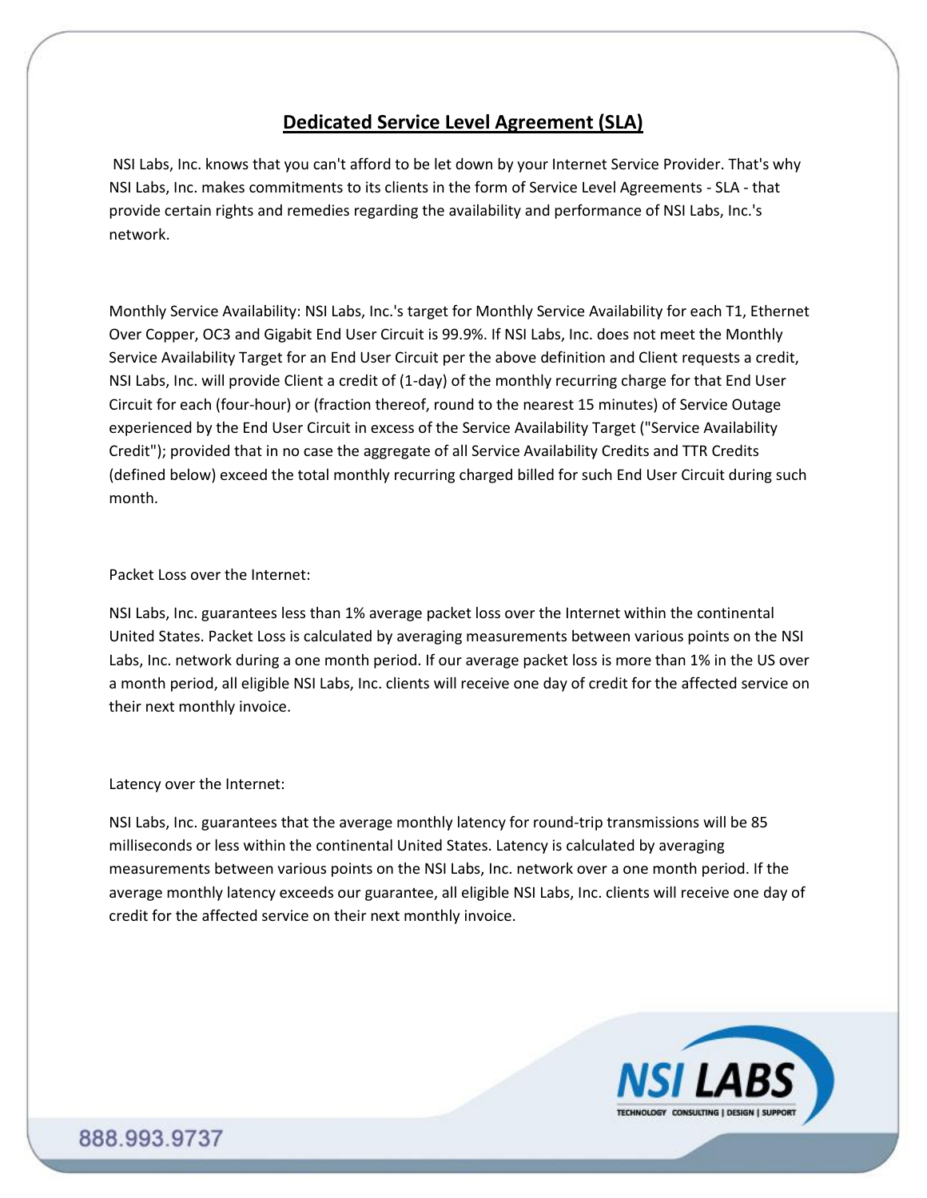# Dedicated Service Level Agreement (SLA)

NSI Labs, Inc. knows that you can't afford to be let down by your Internet Service Provider. That's why NSI Labs, Inc. makes commitments to its clients in the form of Service Level Agreements - SLA - that provide certain rights and remedies regarding the availability and performance of NSI Labs, Inc.'s network.

Monthly Service Availability: NSI Labs, Inc.'s target for Monthly Service Availability for each T1, Ethernet Over Copper, OC3 and Gigabit End User Circuit is 99.9%. If NSI Labs, Inc. does not meet the Monthly Service Availability Target for an End User Circuit per the above definition and Client requests a credit, NSI Labs, Inc. will provide Client a credit of (1-day) of the monthly recurring charge for that End User Circuit for each (four-hour) or (fraction thereof, round to the nearest 15 minutes) of Service Outage experienced by the End User Circuit in excess of the Service Availability Target ("Service Availability Credit"); provided that in no case the aggregate of all Service Availability Credits and TTR Credits (defined below) exceed the total monthly recurring charged billed for such End User Circuit during such month.

Packet Loss over the Internet:

NSI Labs, Inc. guarantees less than 1% average packet loss over the Internet within the continental United States. Packet Loss is calculated by averaging measurements between various points on the NSI Labs, Inc. network during a one month period. If our average packet loss is more than 1% in the US over a month period, all eligible NSI Labs, Inc. clients will receive one day of credit for the affected service on their next monthly invoice.

Latency over the Internet:

NSI Labs, Inc. guarantees that the average monthly latency for round-trip transmissions will be 85 milliseconds or less within the continental United States. Latency is calculated by averaging measurements between various points on the NSI Labs, Inc. network over a one month period. If the average monthly latency exceeds our guarantee, all eligible NSI Labs, Inc. clients will receive one day of credit for the affected service on their next monthly invoice.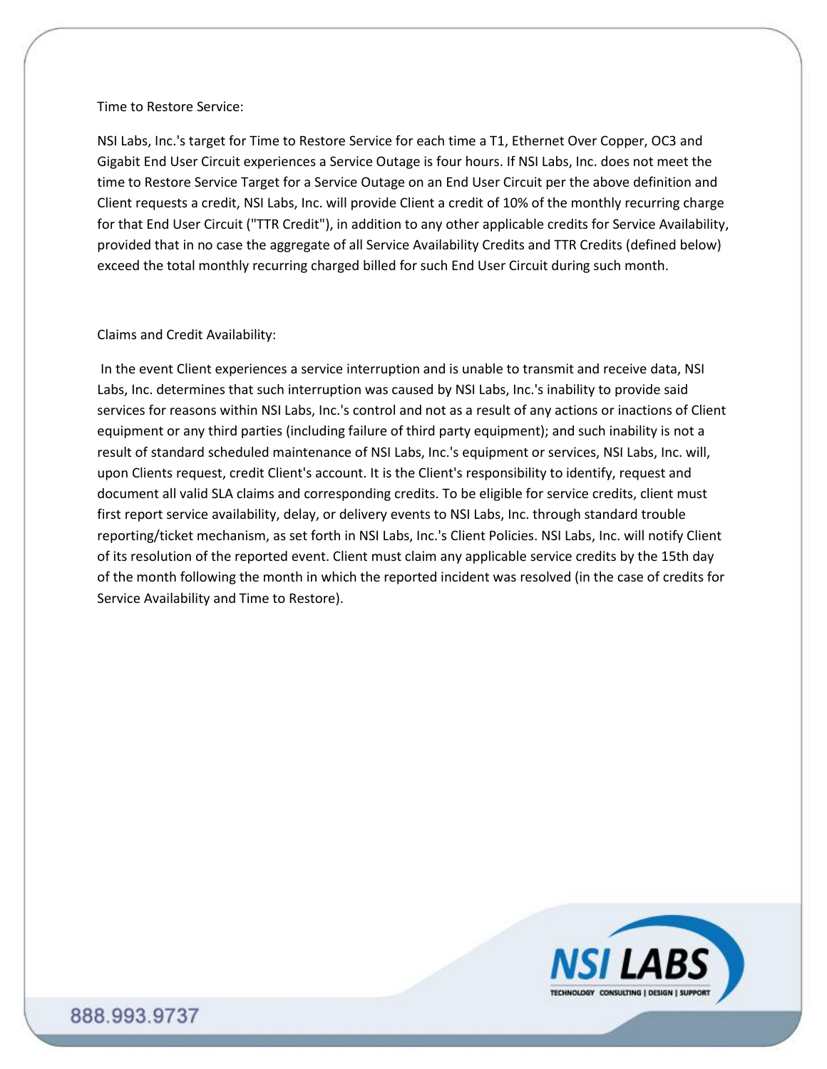Time to Restore Service:

NSI Labs, Inc.'s target for Time to Restore Service for each time a T1, Ethernet Over Copper, OC3 and Gigabit End User Circuit experiences a Service Outage is four hours. If NSI Labs, Inc. does not meet the time to Restore Service Target for a Service Outage on an End User Circuit per the above definition and Client requests a credit, NSI Labs, Inc. will provide Client a credit of 10% of the monthly recurring charge for that End User Circuit ("TTR Credit"), in addition to any other applicable credits for Service Availability, provided that in no case the aggregate of all Service Availability Credits and TTR Credits (defined below) exceed the total monthly recurring charged billed for such End User Circuit during such month.

Claims and Credit Availability:

In the event Client experiences a service interruption and is unable to transmit and receive data, NSI Labs, Inc. determines that such interruption was caused by NSI Labs, Inc.'s inability to provide said services for reasons within NSI Labs, Inc.'s control and not as a result of any actions or inactions of Client equipment or any third parties (including failure of third party equipment); and such inability is not a result of standard scheduled maintenance of NSI Labs, Inc.'s equipment or services, NSI Labs, Inc. will, upon Clients request, credit Client's account. It is the Client's responsibility to identify, request and document all valid SLA claims and corresponding credits. To be eligible for service credits, client must first report service availability, delay, or delivery events to NSI Labs, Inc. through standard trouble reporting/ticket mechanism, as set forth in NSI Labs, Inc.'s Client Policies. NSI Labs, Inc. will notify Client of its resolution of the reported event. Client must claim any applicable service credits by the 15th day of the month following the month in which the reported incident was resolved (in the case of credits for Service Availability and Time to Restore).